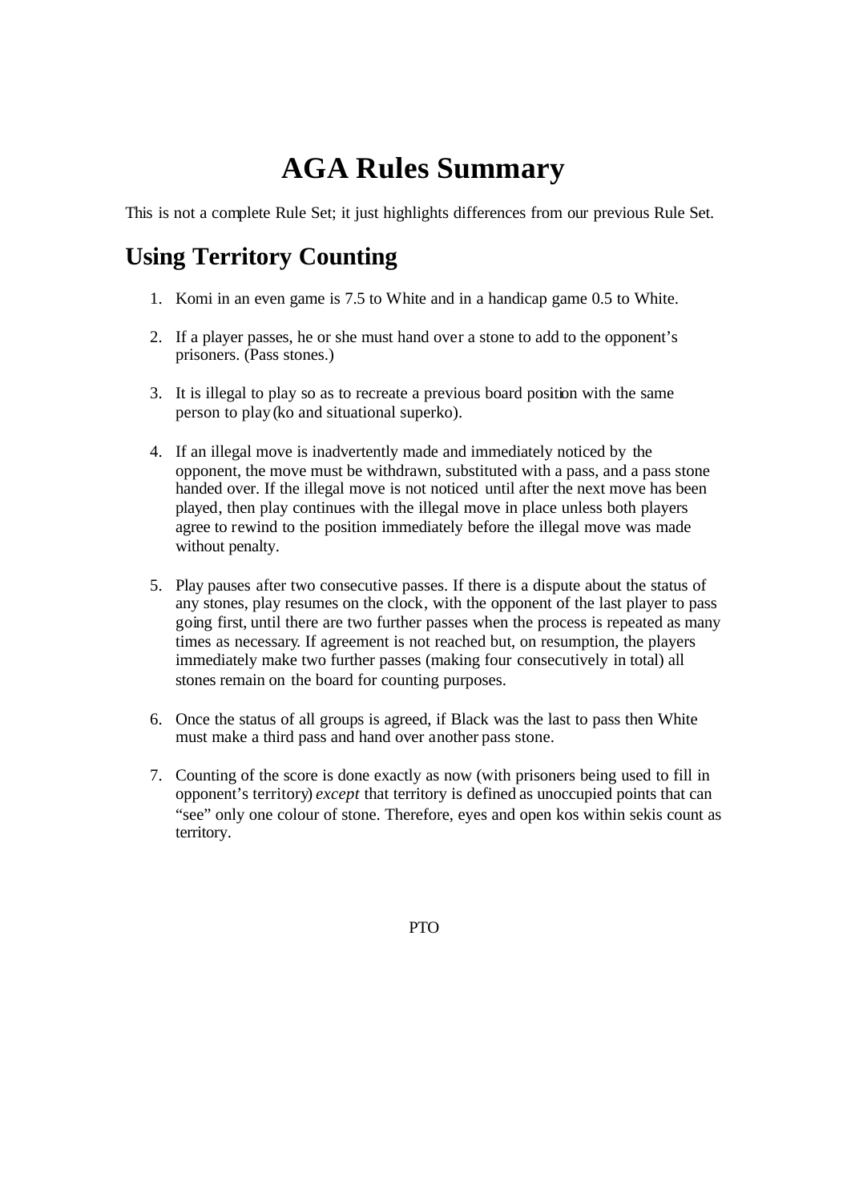# AGA Rules Summary

This is not a complete Rule Set; it just highlights differences from our previous Rule Set.

## Using Territory Counting

1. Komi in an even game is 7.5 to White and in a handicap game 0.5 to White.

2. If a player passes, he or she must hand over a stone to add to the opponent's prisoners. (Pass stones.)

3. It is illegal to play so as to recreate a previous board position with the same person to play (ko and situational superko).

4. If an illegal move is inadvertently made and immediately noticed by the opponent, the move must be withdrawn, substituted with a pass, and a pass stone handed over. If the illegal move is not noticed until after the next move has been played, then play continues with the illegal move in place unless both players agree to rewind to the position immediately before the illegal move was made without penalty.

5. Play pauses after two consecutive passes. If there is a dispute about the status of any stones, play resumes on the clock, with the opponent of the last player to pass going first, until there are two further passes when the process is repeated as many times as necessary. If agreement is not reached but, on resumption, the players immediately make two further passes (making four consecutively in total) all stones remain on the board for counting purposes.

6. Once the status of all groups is agreed, if Black was the last to pass then White must make a third pass and hand over another pass stone.

7. Counting of the score is done exactly as now (with prisoners being used to fill in opponent's territory) *except* that territory is defined as unoccupied points that can "see" only one colour of stone. Therefore, eyes and open kos within sekis count as territory.

PTO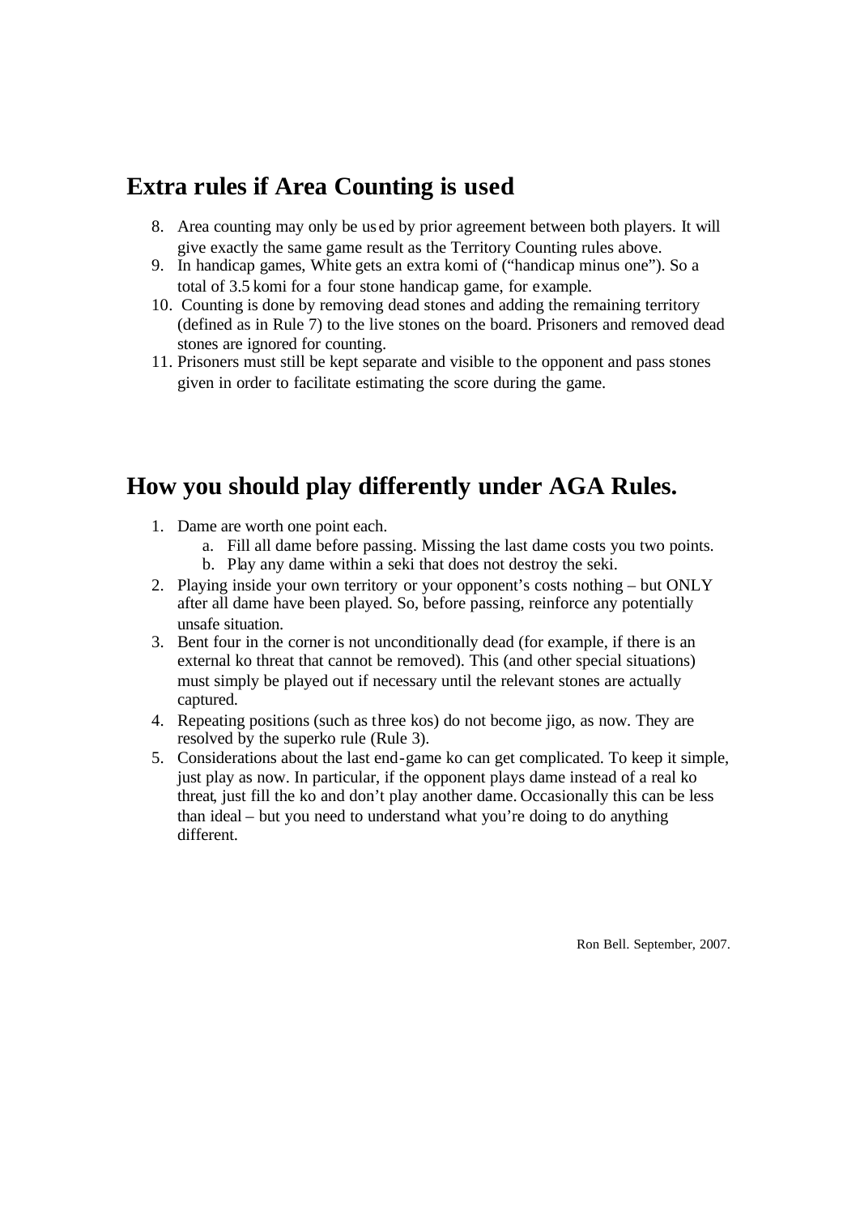## Extra rules if Area Counting is used

8. Area counting may only be used by prior agreement between both players. It will give exactly the same game result as the Territory Counting rules above.
9. In handicap games, White gets an extra komi of ("handicap minus one"). So a total of 3.5 komi for a four stone handicap game, for example.
10. Counting is done by removing dead stones and adding the remaining territory (defined as in Rule 7) to the live stones on the board. Prisoners and removed dead stones are ignored for counting.
11. Prisoners must still be kept separate and visible to the opponent and pass stones given in order to facilitate estimating the score during the game.

## How you should play differently under AGA Rules.

1. Dame are worth one point each.
   a. Fill all dame before passing. Missing the last dame costs you two points.
   b. Play any dame within a seki that does not destroy the seki.
2. Playing inside your own territory or your opponent's costs nothing – but ONLY after all dame have been played. So, before passing, reinforce any potentially unsafe situation.
3. Bent four in the corner is not unconditionally dead (for example, if there is an external ko threat that cannot be removed). This (and other special situations) must simply be played out if necessary until the relevant stones are actually captured.
4. Repeating positions (such as three kos) do not become jigo, as now. They are resolved by the superko rule (Rule 3).
5. Considerations about the last end-game ko can get complicated. To keep it simple, just play as now. In particular, if the opponent plays dame instead of a real ko threat, just fill the ko and don't play another dame. Occasionally this can be less than ideal – but you need to understand what you're doing to do anything different.

Ron Bell. September, 2007.